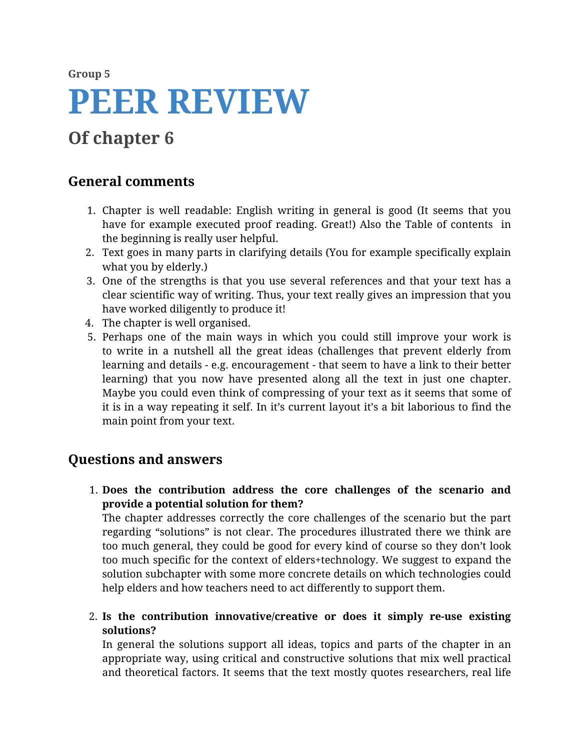Group 5

# PEER REVIEW

## Of chapter 6

### General comments

1. Chapter is well readable: English writing in general is good (It seems that you have for example executed proof reading. Great!) Also the Table of contents in the beginning is really user helpful.
2. Text goes in many parts in clarifying details (You for example specifically explain what you by elderly.)
3. One of the strengths is that you use several references and that your text has a clear scientific way of writing. Thus, your text really gives an impression that you have worked diligently to produce it!
4. The chapter is well organised.
5. Perhaps one of the main ways in which you could still improve your work is to write in a nutshell all the great ideas (challenges that prevent elderly from learning and details - e.g. encouragement - that seem to have a link to their better learning) that you now have presented along all the text in just one chapter. Maybe you could even think of compressing of your text as it seems that some of it is in a way repeating it self. In it's current layout it's a bit laborious to find the main point from your text.

### Questions and answers

1. **Does the contribution address the core challenges of the scenario and provide a potential solution for them?**
   The chapter addresses correctly the core challenges of the scenario but the part regarding "solutions" is not clear. The procedures illustrated there we think are too much general, they could be good for every kind of course so they don't look too much specific for the context of elders+technology. We suggest to expand the solution subchapter with some more concrete details on which technologies could help elders and how teachers need to act differently to support them.

2. **Is the contribution innovative/creative or does it simply re-use existing solutions?**
   In general the solutions support all ideas, topics and parts of the chapter in an appropriate way, using critical and constructive solutions that mix well practical and theoretical factors. It seems that the text mostly quotes researchers, real life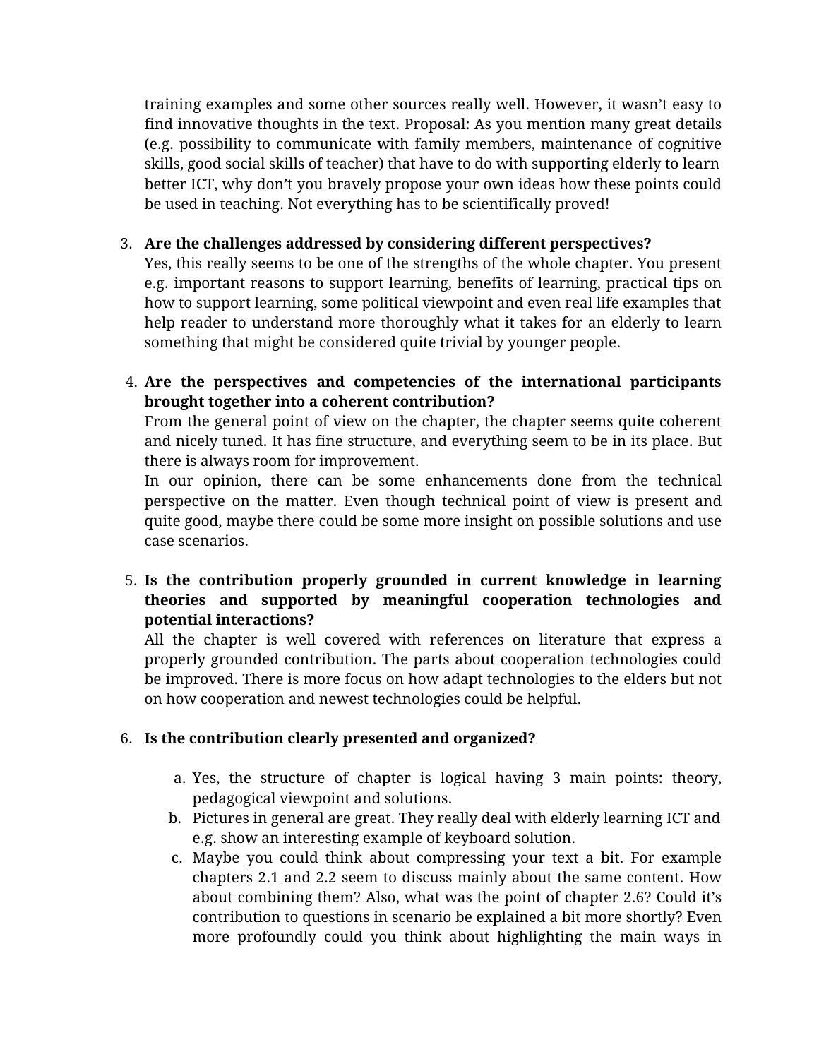training examples and some other sources really well. However, it wasn't easy to find innovative thoughts in the text. Proposal: As you mention many great details (e.g. possibility to communicate with family members, maintenance of cognitive skills, good social skills of teacher) that have to do with supporting elderly to learn better ICT, why don't you bravely propose your own ideas how these points could be used in teaching. Not everything has to be scientifically proved!

3. **Are the challenges addressed by considering different perspectives?**
   Yes, this really seems to be one of the strengths of the whole chapter. You present e.g. important reasons to support learning, benefits of learning, practical tips on how to support learning, some political viewpoint and even real life examples that help reader to understand more thoroughly what it takes for an elderly to learn something that might be considered quite trivial by younger people.

4. **Are the perspectives and competencies of the international participants brought together into a coherent contribution?**
   From the general point of view on the chapter, the chapter seems quite coherent and nicely tuned. It has fine structure, and everything seem to be in its place. But there is always room for improvement.
   In our opinion, there can be some enhancements done from the technical perspective on the matter. Even though technical point of view is present and quite good, maybe there could be some more insight on possible solutions and use case scenarios.

5. **Is the contribution properly grounded in current knowledge in learning theories and supported by meaningful cooperation technologies and potential interactions?**
   All the chapter is well covered with references on literature that express a properly grounded contribution. The parts about cooperation technologies could be improved. There is more focus on how adapt technologies to the elders but not on how cooperation and newest technologies could be helpful.

6. **Is the contribution clearly presented and organized?**

   a. Yes, the structure of chapter is logical having 3 main points: theory, pedagogical viewpoint and solutions.
   b. Pictures in general are great. They really deal with elderly learning ICT and e.g. show an interesting example of keyboard solution.
   c. Maybe you could think about compressing your text a bit. For example chapters 2.1 and 2.2 seem to discuss mainly about the same content. How about combining them? Also, what was the point of chapter 2.6? Could it's contribution to questions in scenario be explained a bit more shortly? Even more profoundly could you think about highlighting the main ways in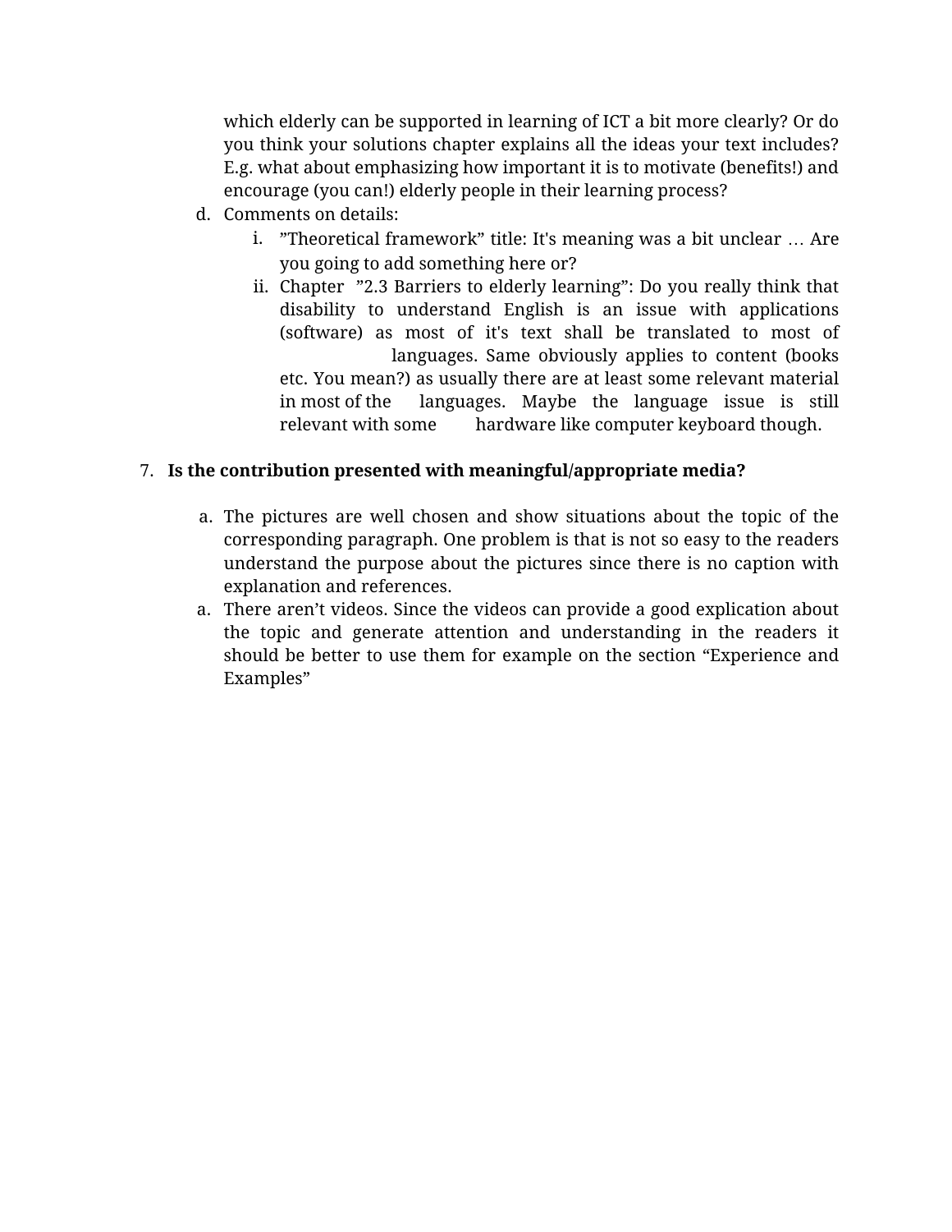which elderly can be supported in learning of ICT a bit more clearly? Or do you think your solutions chapter explains all the ideas your text includes? E.g. what about emphasizing how important it is to motivate (benefits!) and encourage (you can!) elderly people in their learning process?

d. Comments on details:
   i. ”Theoretical framework” title: It's meaning was a bit unclear … Are you going to add something here or?
   ii. Chapter ”2.3 Barriers to elderly learning”: Do you really think that disability to understand English is an issue with applications (software) as most of it's text shall be translated to most of languages. Same obviously applies to content (books etc. You mean?) as usually there are at least some relevant material in most of the languages. Maybe the language issue is still relevant with some hardware like computer keyboard though.

7. **Is the contribution presented with meaningful/appropriate media?**

   a. The pictures are well chosen and show situations about the topic of the corresponding paragraph. One problem is that is not so easy to the readers understand the purpose about the pictures since there is no caption with explanation and references.
   a. There aren’t videos. Since the videos can provide a good explication about the topic and generate attention and understanding in the readers it should be better to use them for example on the section “Experience and Examples”